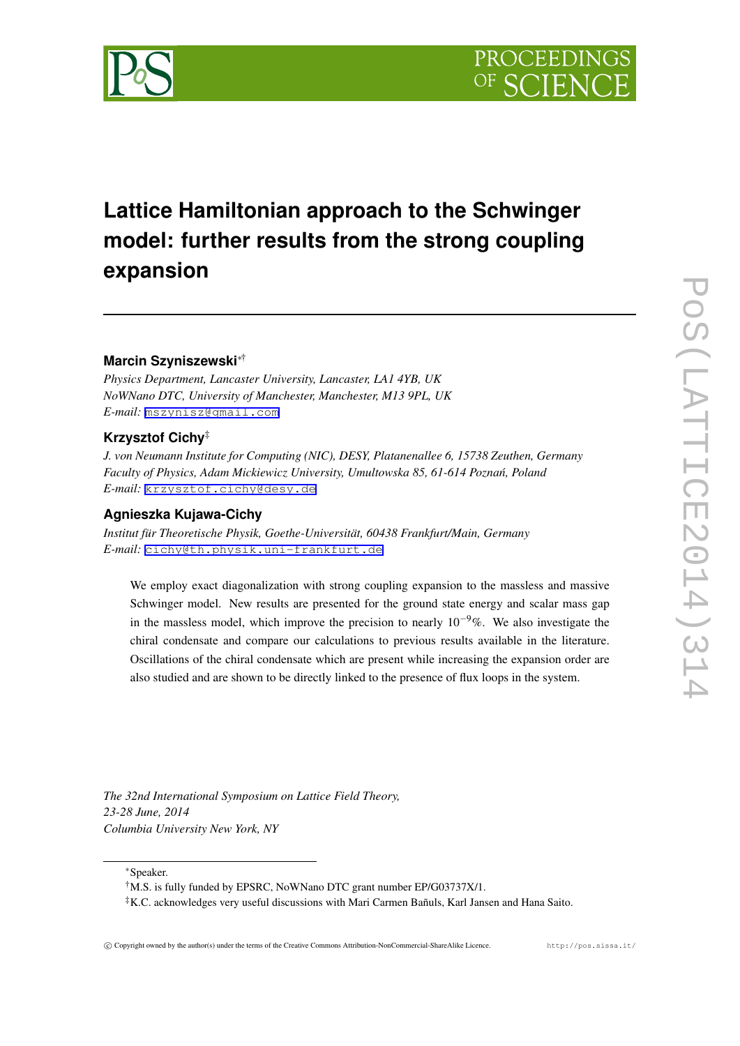# Lattice Hamiltonian approach to the Schwinger model: further results from the strong coupling expansion

**Marcin Szyniszewski**[∗†]

*Physics Department, Lancaster University, Lancaster, LA1 4YB, UK*
*NoWNano DTC, University of Manchester, Manchester, M13 9PL, UK*
*E-mail:* mszynisz@gmail.com

**Krzysztof Cichy**[‡]

*J. von Neumann Institute for Computing (NIC), DESY, Platanenallee 6, 15738 Zeuthen, Germany*
*Faculty of Physics, Adam Mickiewicz University, Umultowska 85, 61-614 Poznań, Poland*
*E-mail:* krzysztof.cichy@desy.de

**Agnieszka Kujawa-Cichy**

*Institut für Theoretische Physik, Goethe-Universität, 60438 Frankfurt/Main, Germany*
*E-mail:* cichy@th.physik.uni-frankfurt.de

We employ exact diagonalization with strong coupling expansion to the massless and massive Schwinger model. New results are presented for the ground state energy and scalar mass gap in the massless model, which improve the precision to nearly $10^{-9}$%. We also investigate the chiral condensate and compare our calculations to previous results available in the literature. Oscillations of the chiral condensate which are present while increasing the expansion order are also studied and are shown to be directly linked to the presence of flux loops in the system.

*The 32nd International Symposium on Lattice Field Theory,*
*23-28 June, 2014*
*Columbia University New York, NY*

---

[∗]Speaker.
[†]M.S. is fully funded by EPSRC, NoWNano DTC grant number EP/G03737X/1.
[‡]K.C. acknowledges very useful discussions with Mari Carmen Bañuls, Karl Jansen and Hana Saito.

© Copyright owned by the author(s) under the terms of the Creative Commons Attribution-NonCommercial-ShareAlike Licence. http://pos.sissa.it/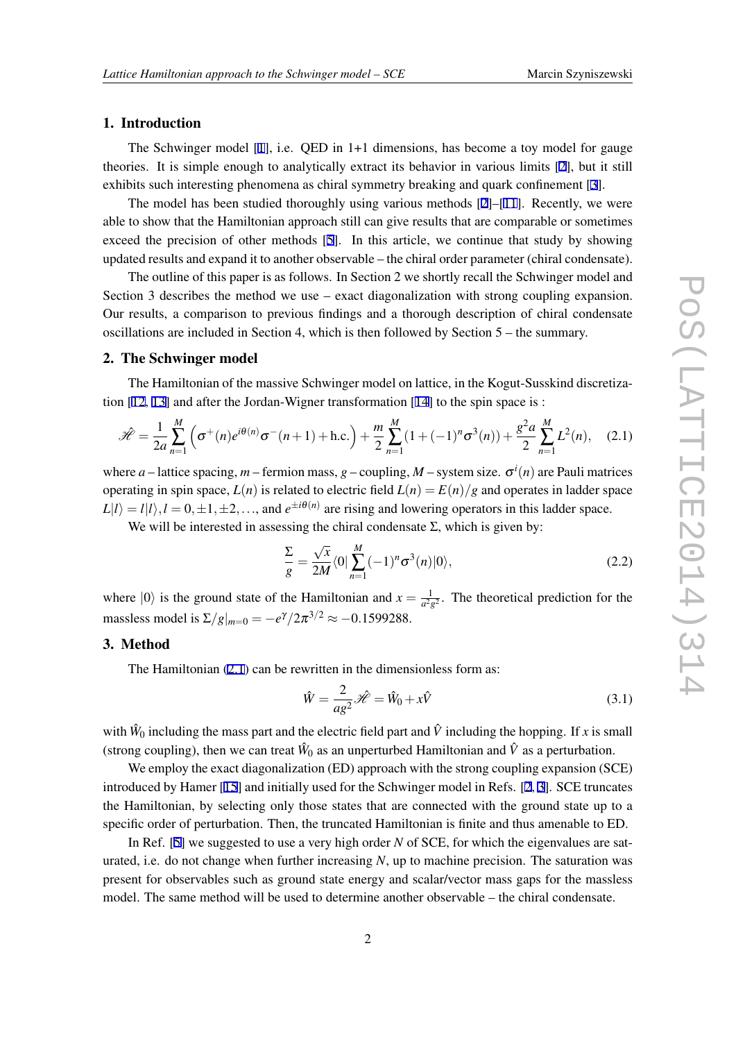## 1. Introduction

The Schwinger model [1], i.e. QED in 1+1 dimensions, has become a toy model for gauge theories. It is simple enough to analytically extract its behavior in various limits [2], but it still exhibits such interesting phenomena as chiral symmetry breaking and quark confinement [3].

The model has been studied thoroughly using various methods [2]–[11]. Recently, we were able to show that the Hamiltonian approach still can give results that are comparable or sometimes exceed the precision of other methods [5]. In this article, we continue that study by showing updated results and expand it to another observable – the chiral order parameter (chiral condensate).

The outline of this paper is as follows. In Section 2 we shortly recall the Schwinger model and Section 3 describes the method we use – exact diagonalization with strong coupling expansion. Our results, a comparison to previous findings and a thorough description of chiral condensate oscillations are included in Section 4, which is then followed by Section 5 – the summary.

## 2. The Schwinger model

The Hamiltonian of the massive Schwinger model on lattice, in the Kogut-Susskind discretization [12, 13] and after the Jordan-Wigner transformation [14] to the spin space is :

$$\mathscr{H} = \frac{1}{2a}\sum_{n=1}^{M}\left(\sigma^{+}(n)e^{i\theta(n)}\sigma^{-}(n+1)+\text{h.c.}\right)+\frac{m}{2}\sum_{n=1}^{M}(1+(-1)^{n}\sigma^{3}(n))+\frac{g^{2}a}{2}\sum_{n=1}^{M}L^{2}(n), \quad (2.1)$$

where $a$ – lattice spacing, $m$ – fermion mass, $g$ – coupling, $M$ – system size. $\sigma^{i}(n)$ are Pauli matrices operating in spin space, $L(n)$ is related to electric field $L(n) = E(n)/g$ and operates in ladder space $L|l\rangle = l|l\rangle, l = 0, \pm 1, \pm 2, \ldots$, and $e^{\pm i\theta(n)}$ are rising and lowering operators in this ladder space.

We will be interested in assessing the chiral condensate $\Sigma$, which is given by:

$$\frac{\Sigma}{g} = \frac{\sqrt{x}}{2M}\langle 0|\sum_{n=1}^{M}(-1)^{n}\sigma^{3}(n)|0\rangle, \quad (2.2)$$

where $|0\rangle$ is the ground state of the Hamiltonian and $x = \frac{1}{a^{2}g^{2}}$. The theoretical prediction for the massless model is $\Sigma/g|_{m=0} = -e^{\gamma}/2\pi^{3/2} \approx -0.1599288$.

## 3. Method

The Hamiltonian (2.1) can be rewritten in the dimensionless form as:

$$\hat{W} = \frac{2}{ag^{2}}\mathscr{H} = \hat{W}_{0} + x\hat{V} \quad (3.1)$$

with $\hat{W}_0$ including the mass part and the electric field part and $\hat{V}$ including the hopping. If $x$ is small (strong coupling), then we can treat $\hat{W}_0$ as an unperturbed Hamiltonian and $\hat{V}$ as a perturbation.

We employ the exact diagonalization (ED) approach with the strong coupling expansion (SCE) introduced by Hamer [15] and initially used for the Schwinger model in Refs. [2, 3]. SCE truncates the Hamiltonian, by selecting only those states that are connected with the ground state up to a specific order of perturbation. Then, the truncated Hamiltonian is finite and thus amenable to ED.

In Ref. [5] we suggested to use a very high order $N$ of SCE, for which the eigenvalues are saturated, i.e. do not change when further increasing $N$, up to machine precision. The saturation was present for observables such as ground state energy and scalar/vector mass gaps for the massless model. The same method will be used to determine another observable – the chiral condensate.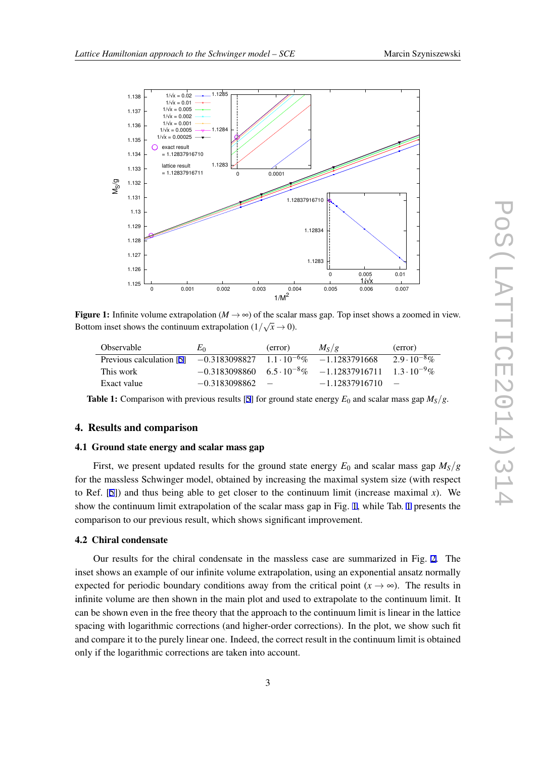**Figure 1:** Infinite volume extrapolation ($M \to \infty$) of the scalar mass gap. Top inset shows a zoomed in view. Bottom inset shows the continuum extrapolation ($1/\sqrt{x} \to 0$).

| Observable | $E_0$ | (error) | $M_S/g$ | (error) |
|---|---|---|---|---|
| Previous calculation [5] | $-0.3183098827$ | $1.1 \cdot 10^{-6}\%$ | $-1.1283791668$ | $2.9 \cdot 10^{-8}\%$ |
| This work | $-0.3183098860$ | $6.5 \cdot 10^{-8}\%$ | $-1.12837916711$ | $1.3 \cdot 10^{-9}\%$ |
| Exact value | $-0.3183098862$ | – | $-1.12837916710$ | – |

**Table 1:** Comparison with previous results [5] for ground state energy $E_0$ and scalar mass gap $M_S/g$.

## 4. Results and comparison

### 4.1 Ground state energy and scalar mass gap

First, we present updated results for the ground state energy $E_0$ and scalar mass gap $M_S/g$ for the massless Schwinger model, obtained by increasing the maximal system size (with respect to Ref. [5]) and thus being able to get closer to the continuum limit (increase maximal $x$). We show the continuum limit extrapolation of the scalar mass gap in Fig. 1, while Tab. 1 presents the comparison to our previous result, which shows significant improvement.

### 4.2 Chiral condensate

Our results for the chiral condensate in the massless case are summarized in Fig. 2. The inset shows an example of our infinite volume extrapolation, using an exponential ansatz normally expected for periodic boundary conditions away from the critical point ($x \to \infty$). The results in infinite volume are then shown in the main plot and used to extrapolate to the continuum limit. It can be shown even in the free theory that the approach to the continuum limit is linear in the lattice spacing with logarithmic corrections (and higher-order corrections). In the plot, we show such fit and compare it to the purely linear one. Indeed, the correct result in the continuum limit is obtained only if the logarithmic corrections are taken into account.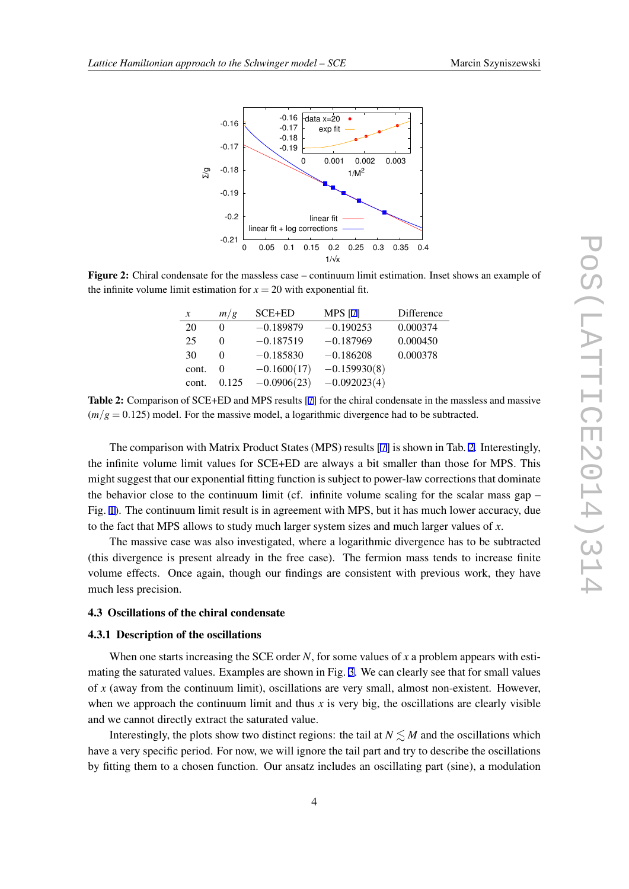**Figure 2:** Chiral condensate for the massless case – continuum limit estimation. Inset shows an example of the infinite volume limit estimation for $x = 20$ with exponential fit.

| $x$ | $m/g$ | SCE+ED | MPS [7] | Difference |
|---|---|---|---|---|
| 20 | 0 | $-0.189879$ | $-0.190253$ | 0.000374 |
| 25 | 0 | $-0.187519$ | $-0.187969$ | 0.000450 |
| 30 | 0 | $-0.185830$ | $-0.186208$ | 0.000378 |
| cont. | 0 | $-0.1600(17)$ | $-0.159930(8)$ | |
| cont. | 0.125 | $-0.0906(23)$ | $-0.092023(4)$ | |

**Table 2:** Comparison of SCE+ED and MPS results [7] for the chiral condensate in the massless and massive ($m/g = 0.125$) model. For the massive model, a logarithmic divergence had to be subtracted.

The comparison with Matrix Product States (MPS) results [7] is shown in Tab. 2. Interestingly, the infinite volume limit values for SCE+ED are always a bit smaller than those for MPS. This might suggest that our exponential fitting function is subject to power-law corrections that dominate the behavior close to the continuum limit (cf. infinite volume scaling for the scalar mass gap – Fig. 1). The continuum limit result is in agreement with MPS, but it has much lower accuracy, due to the fact that MPS allows to study much larger system sizes and much larger values of $x$.

The massive case was also investigated, where a logarithmic divergence has to be subtracted (this divergence is present already in the free case). The fermion mass tends to increase finite volume effects. Once again, though our findings are consistent with previous work, they have much less precision.

### 4.3 Oscillations of the chiral condensate

#### 4.3.1 Description of the oscillations

When one starts increasing the SCE order $N$, for some values of $x$ a problem appears with estimating the saturated values. Examples are shown in Fig. 3. We can clearly see that for small values of $x$ (away from the continuum limit), oscillations are very small, almost non-existent. However, when we approach the continuum limit and thus $x$ is very big, the oscillations are clearly visible and we cannot directly extract the saturated value.

Interestingly, the plots show two distinct regions: the tail at $N \lesssim M$ and the oscillations which have a very specific period. For now, we will ignore the tail part and try to describe the oscillations by fitting them to a chosen function. Our ansatz includes an oscillating part (sine), a modulation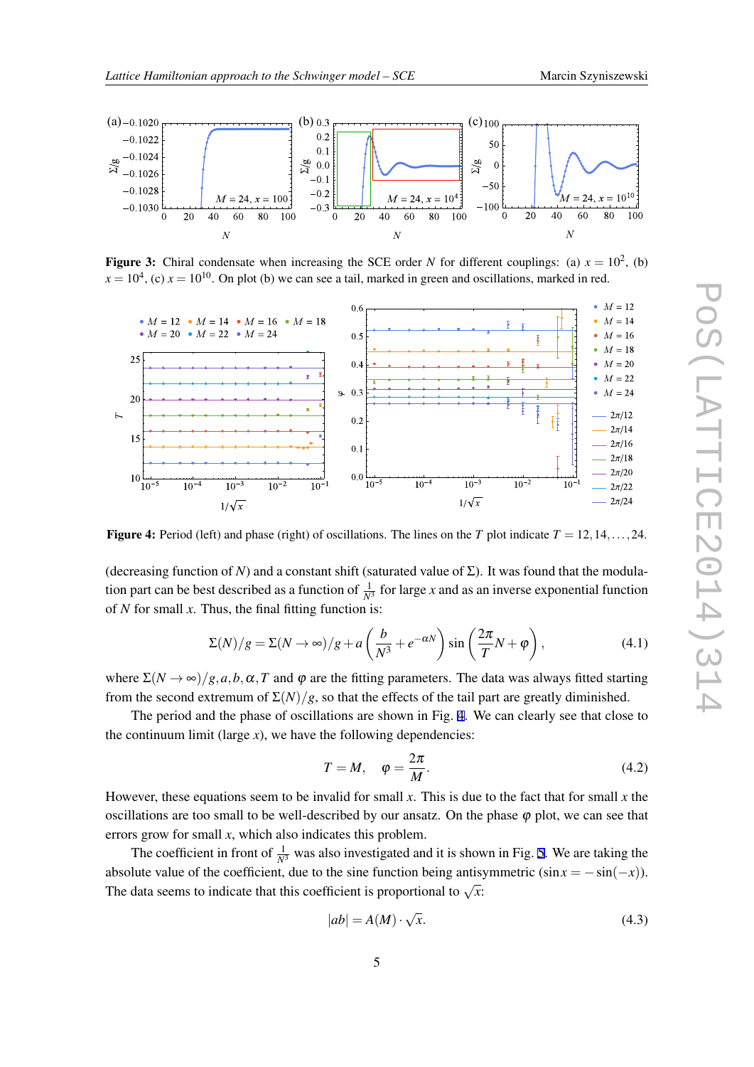**Figure 3:** Chiral condensate when increasing the SCE order $N$ for different couplings: (a) $x = 10^2$, (b) $x = 10^4$, (c) $x = 10^{10}$. On plot (b) we can see a tail, marked in green and oscillations, marked in red.

**Figure 4:** Period (left) and phase (right) of oscillations. The lines on the $T$ plot indicate $T = 12, 14, \ldots, 24$.

(decreasing function of $N$) and a constant shift (saturated value of $\Sigma$). It was found that the modulation part can be best described as a function of $\frac{1}{N^3}$ for large $x$ and as an inverse exponential function of $N$ for small $x$. Thus, the final fitting function is:

$$\Sigma(N)/g = \Sigma(N \to \infty)/g + a\left(\frac{b}{N^3} + e^{-\alpha N}\right) \sin\left(\frac{2\pi}{T} N + \varphi\right), \tag{4.1}$$

where $\Sigma(N \to \infty)/g, a, b, \alpha, T$ and $\varphi$ are the fitting parameters. The data was always fitted starting from the second extremum of $\Sigma(N)/g$, so that the effects of the tail part are greatly diminished.

The period and the phase of oscillations are shown in Fig. 4. We can clearly see that close to the continuum limit (large $x$), we have the following dependencies:

$$T = M, \quad \varphi = \frac{2\pi}{M}. \tag{4.2}$$

However, these equations seem to be invalid for small $x$. This is due to the fact that for small $x$ the oscillations are too small to be well-described by our ansatz. On the phase $\varphi$ plot, we can see that errors grow for small $x$, which also indicates this problem.

The coefficient in front of $\frac{1}{N^3}$ was also investigated and it is shown in Fig. 5. We are taking the absolute value of the coefficient, due to the sine function being antisymmetric ($\sin x = -\sin(-x)$). The data seems to indicate that this coefficient is proportional to $\sqrt{x}$:

$$|ab| = A(M) \cdot \sqrt{x}. \tag{4.3}$$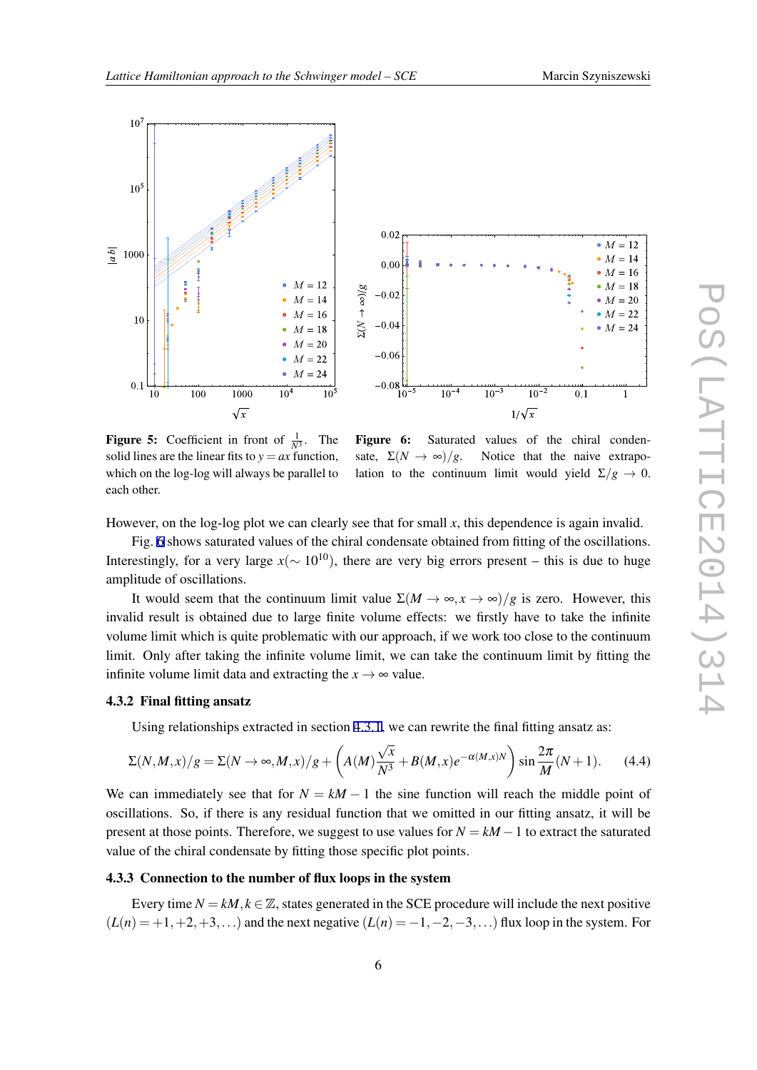**Figure 5:** Coefficient in front of $\frac{1}{N^3}$. The solid lines are the linear fits to $y = ax$ function, which on the log-log will always be parallel to each other.

**Figure 6:** Saturated values of the chiral condensate, $\Sigma(N \to \infty)/g$. Notice that the naive extrapolation to the continuum limit would yield $\Sigma/g \to 0$.

However, on the log-log plot we can clearly see that for small $x$, this dependence is again invalid.

Fig. 6 shows saturated values of the chiral condensate obtained from fitting of the oscillations. Interestingly, for a very large $x(\sim 10^{10})$, there are very big errors present – this is due to huge amplitude of oscillations.

It would seem that the continuum limit value $\Sigma(M \to \infty, x \to \infty)/g$ is zero. However, this invalid result is obtained due to large finite volume effects: we firstly have to take the infinite volume limit which is quite problematic with our approach, if we work too close to the continuum limit. Only after taking the infinite volume limit, we can take the continuum limit by fitting the infinite volume limit data and extracting the $x \to \infty$ value.

### 4.3.2 Final fitting ansatz

Using relationships extracted in section 4.3.1, we can rewrite the final fitting ansatz as:

$$\Sigma(N,M,x)/g = \Sigma(N \to \infty, M, x)/g + \left( A(M)\frac{\sqrt{x}}{N^3} + B(M,x)e^{-\alpha(M,x)N} \right) \sin\frac{2\pi}{M}(N+1). \tag{4.4}$$

We can immediately see that for $N = kM - 1$ the sine function will reach the middle point of oscillations. So, if there is any residual function that we omitted in our fitting ansatz, it will be present at those points. Therefore, we suggest to use values for $N = kM - 1$ to extract the saturated value of the chiral condensate by fitting those specific plot points.

### 4.3.3 Connection to the number of flux loops in the system

Every time $N = kM, k \in \mathbb{Z}$, states generated in the SCE procedure will include the next positive ($L(n) = +1, +2, +3, \ldots$) and the next negative ($L(n) = -1, -2, -3, \ldots$) flux loop in the system. For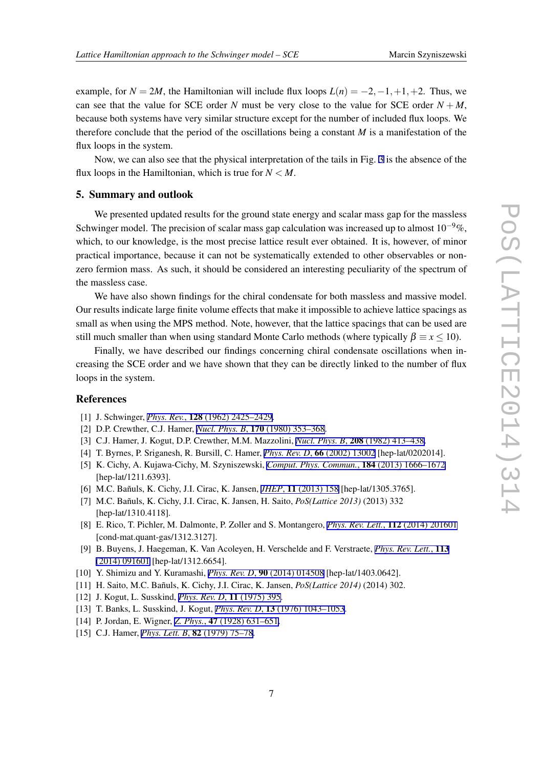example, for $N = 2M$, the Hamiltonian will include flux loops $L(n) = -2, -1, +1, +2$. Thus, we can see that the value for SCE order $N$ must be very close to the value for SCE order $N+M$, because both systems have very similar structure except for the number of included flux loops. We therefore conclude that the period of the oscillations being a constant $M$ is a manifestation of the flux loops in the system.

Now, we can also see that the physical interpretation of the tails in Fig. 3 is the absence of the flux loops in the Hamiltonian, which is true for $N < M$.

## 5. Summary and outlook

We presented updated results for the ground state energy and scalar mass gap for the massless Schwinger model. The precision of scalar mass gap calculation was increased up to almost $10^{-9}\%$, which, to our knowledge, is the most precise lattice result ever obtained. It is, however, of minor practical importance, because it can not be systematically extended to other observables or non-zero fermion mass. As such, it should be considered an interesting peculiarity of the spectrum of the massless case.

We have also shown findings for the chiral condensate for both massless and massive model. Our results indicate large finite volume effects that make it impossible to achieve lattice spacings as small as when using the MPS method. Note, however, that the lattice spacings that can be used are still much smaller than when using standard Monte Carlo methods (where typically $\beta \equiv x \leq 10$).

Finally, we have described our findings concerning chiral condensate oscillations when increasing the SCE order and we have shown that they can be directly linked to the number of flux loops in the system.

## References

[1] J. Schwinger, *Phys. Rev.*, **128** (1962) 2425–2429.

[2] D.P. Crewther, C.J. Hamer, *Nucl. Phys. B*, **170** (1980) 353–368.

[3] C.J. Hamer, J. Kogut, D.P. Crewther, M.M. Mazzolini, *Nucl. Phys. B*, **208** (1982) 413–438.

[4] T. Byrnes, P. Sriganesh, R. Bursill, C. Hamer, *Phys. Rev. D*, **66** (2002) 13002 [hep-lat/0202014].

[5] K. Cichy, A. Kujawa-Cichy, M. Szyniszewski, *Comput. Phys. Commun.*, **184** (2013) 1666–1672 [hep-lat/1211.6393].

[6] M.C. Bañuls, K. Cichy, J.I. Cirac, K. Jansen, *JHEP*, **11** (2013) 158 [hep-lat/1305.3765].

[7] M.C. Bañuls, K. Cichy, J.I. Cirac, K. Jansen, H. Saito, *PoS(Lattice 2013)* (2013) 332 [hep-lat/1310.4118].

[8] E. Rico, T. Pichler, M. Dalmonte, P. Zoller and S. Montangero, *Phys. Rev. Lett.*, **112** (2014) 201601 [cond-mat.quant-gas/1312.3127].

[9] B. Buyens, J. Haegeman, K. Van Acoleyen, H. Verschelde and F. Verstraete, *Phys. Rev. Lett.*, **113** (2014) 091601 [hep-lat/1312.6654].

[10] Y. Shimizu and Y. Kuramashi, *Phys. Rev. D*, **90** (2014) 014508 [hep-lat/1403.0642].

[11] H. Saito, M.C. Bañuls, K. Cichy, J.I. Cirac, K. Jansen, *PoS(Lattice 2014)* (2014) 302.

[12] J. Kogut, L. Susskind, *Phys. Rev. D*, **11** (1975) 395.

[13] T. Banks, L. Susskind, J. Kogut, *Phys. Rev. D*, **13** (1976) 1043–1053.

[14] P. Jordan, E. Wigner, *Z. Phys.*, **47** (1928) 631–651.

[15] C.J. Hamer, *Phys. Lett. B*, **82** (1979) 75–78.